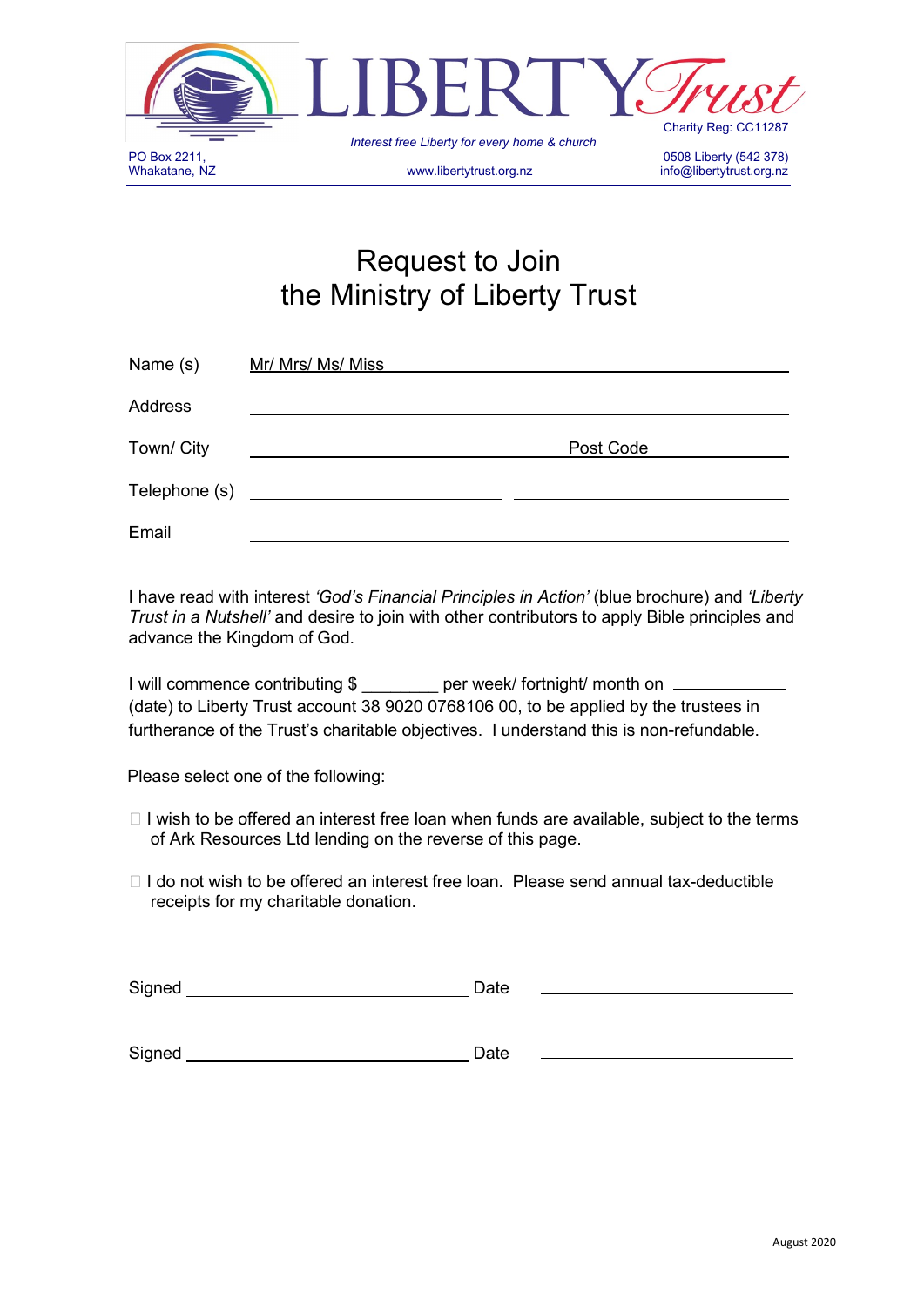LIBERTY *Trust*

*Interest free Liberty for every home & church*

Charity Reg: CC11287

PO Box 2211,
Whakatane, NZ

www.libertytrust.org.nz

0508 Liberty (542 378)
info@libertytrust.org.nz

# Request to Join the Ministry of Liberty Trust

Name (s) Mr/ Mrs/ Ms/ Miss ____________________________________________

Address ____________________________________________

Town/ City ______________________ Post Code ______________

Telephone (s) ______________________ ______________________

Email ____________________________________________

I have read with interest *'God's Financial Principles in Action'* (blue brochure) and *'Liberty Trust in a Nutshell'* and desire to join with other contributors to apply Bible principles and advance the Kingdom of God.

I will commence contributing $ ________ per week/ fortnight/ month on ____________ (date) to Liberty Trust account 38 9020 0768106 00, to be applied by the trustees in furtherance of the Trust's charitable objectives. I understand this is non-refundable.

Please select one of the following:

- ☐ I wish to be offered an interest free loan when funds are available, subject to the terms of Ark Resources Ltd lending on the reverse of this page.
- ☐ I do not wish to be offered an interest free loan. Please send annual tax-deductible receipts for my charitable donation.

Signed ______________________________ Date ______________________

Signed ______________________________ Date ______________________

August 2020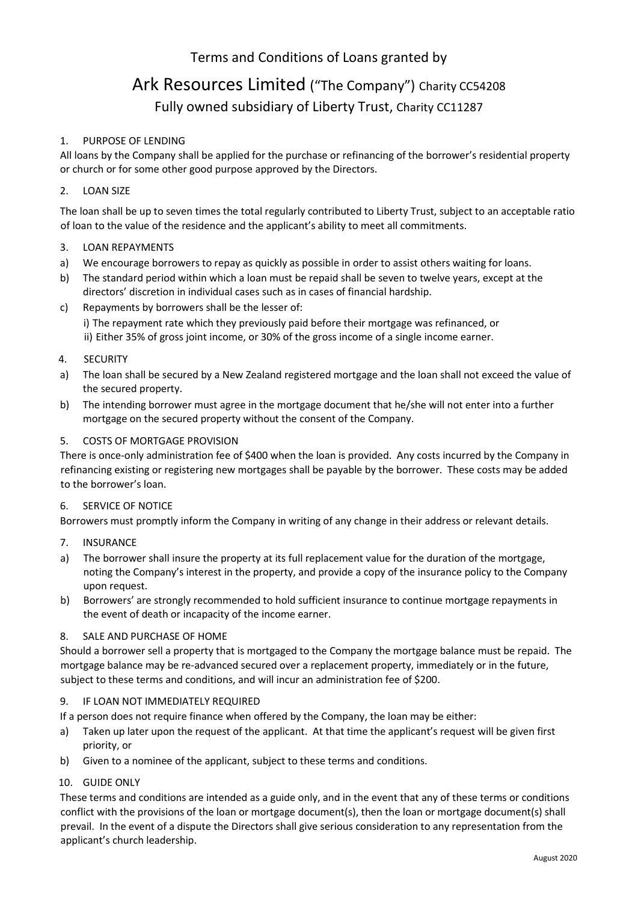# Terms and Conditions of Loans granted by

## Ark Resources Limited ("The Company") Charity CC54208

### Fully owned subsidiary of Liberty Trust, Charity CC11287

1. PURPOSE OF LENDING

All loans by the Company shall be applied for the purchase or refinancing of the borrower's residential property or church or for some other good purpose approved by the Directors.

2. LOAN SIZE

The loan shall be up to seven times the total regularly contributed to Liberty Trust, subject to an acceptable ratio of loan to the value of the residence and the applicant's ability to meet all commitments.

3. LOAN REPAYMENTS

a) We encourage borrowers to repay as quickly as possible in order to assist others waiting for loans.

b) The standard period within which a loan must be repaid shall be seven to twelve years, except at the directors' discretion in individual cases such as in cases of financial hardship.

c) Repayments by borrowers shall be the lesser of:
   i) The repayment rate which they previously paid before their mortgage was refinanced, or
   ii) Either 35% of gross joint income, or 30% of the gross income of a single income earner.

4. SECURITY

a) The loan shall be secured by a New Zealand registered mortgage and the loan shall not exceed the value of the secured property.

b) The intending borrower must agree in the mortgage document that he/she will not enter into a further mortgage on the secured property without the consent of the Company.

5. COSTS OF MORTGAGE PROVISION

There is once-only administration fee of $400 when the loan is provided. Any costs incurred by the Company in refinancing existing or registering new mortgages shall be payable by the borrower. These costs may be added to the borrower's loan.

6. SERVICE OF NOTICE

Borrowers must promptly inform the Company in writing of any change in their address or relevant details.

7. INSURANCE

a) The borrower shall insure the property at its full replacement value for the duration of the mortgage, noting the Company's interest in the property, and provide a copy of the insurance policy to the Company upon request.

b) Borrowers' are strongly recommended to hold sufficient insurance to continue mortgage repayments in the event of death or incapacity of the income earner.

8. SALE AND PURCHASE OF HOME

Should a borrower sell a property that is mortgaged to the Company the mortgage balance must be repaid. The mortgage balance may be re-advanced secured over a replacement property, immediately or in the future, subject to these terms and conditions, and will incur an administration fee of $200.

9. IF LOAN NOT IMMEDIATELY REQUIRED

If a person does not require finance when offered by the Company, the loan may be either:

a) Taken up later upon the request of the applicant. At that time the applicant's request will be given first priority, or

b) Given to a nominee of the applicant, subject to these terms and conditions.

10. GUIDE ONLY

These terms and conditions are intended as a guide only, and in the event that any of these terms or conditions conflict with the provisions of the loan or mortgage document(s), then the loan or mortgage document(s) shall prevail. In the event of a dispute the Directors shall give serious consideration to any representation from the applicant's church leadership.

August 2020